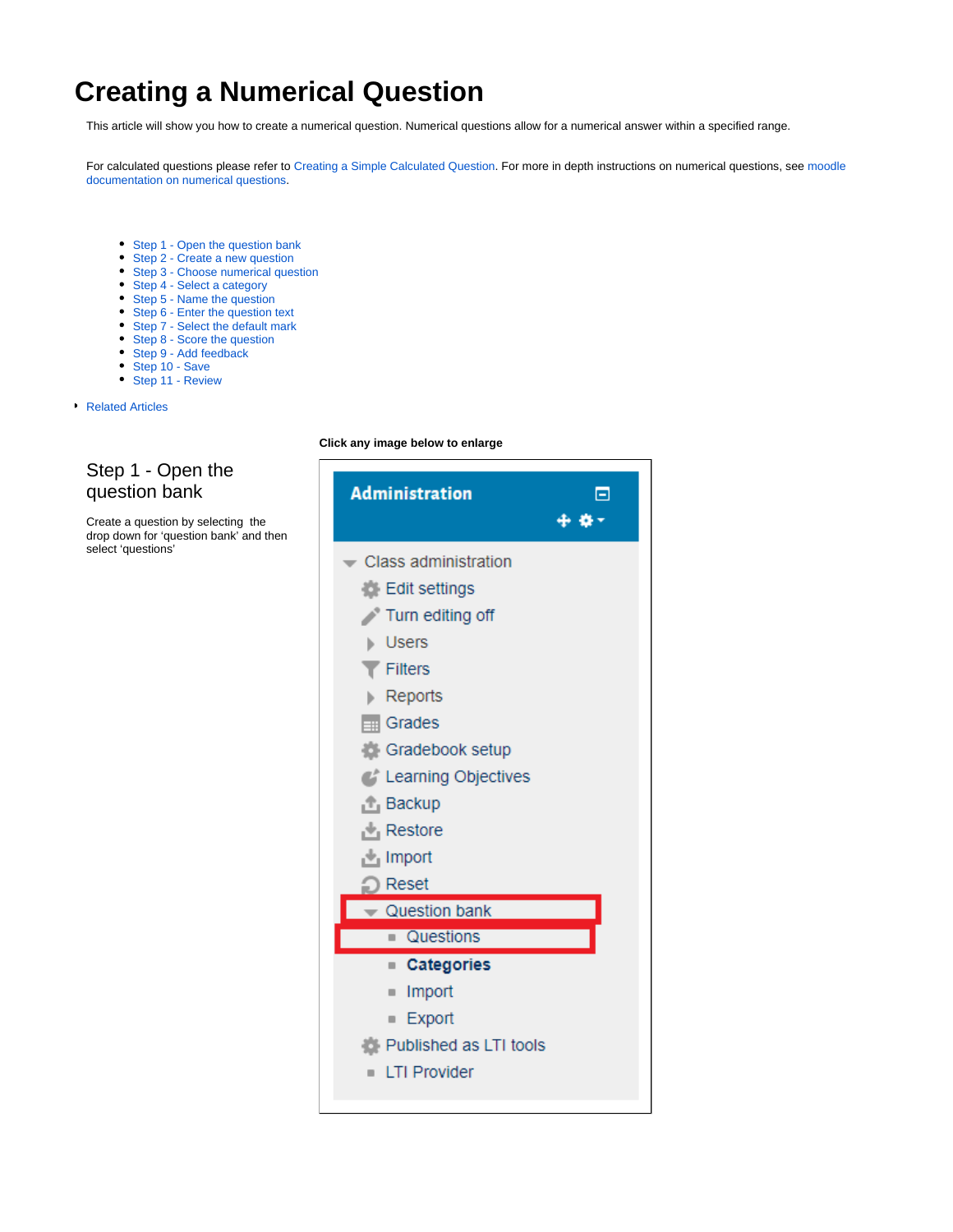# Creating a Numerical Question

This article will show you how to create a numerical question. Numerical questions allow for a numerical answer within a specified range.

For calculated questions please refer to Creating a Simple Calculated Question. For more in depth instructions on numerical questions, see moodle documentation on numerical questions.

- Step 1 - Open the question bank
- Step 2 - Create a new question
- Step 3 - Choose numerical question
- Step 4 - Select a category
- Step 5 - Name the question
- Step 6 - Enter the question text
- Step 7 - Select the default mark
- Step 8 - Score the question
- Step 9 - Add feedback
- Step 10 - Save
- Step 11 - Review

- Related Articles

**Click any image below to enlarge**

## Step 1 - Open the question bank

Create a question by selecting the drop down for 'question bank' and then select 'questions'

Administration

- Class administration
  - Edit settings
  - Turn editing off
  - Users
  - Filters
  - Reports
  - Grades
  - Gradebook setup
  - Learning Objectives
  - Backup
  - Restore
  - Import
  - Reset
  - Question bank
    - Questions
    - **Categories**
    - Import
    - Export
  - Published as LTI tools
  - LTI Provider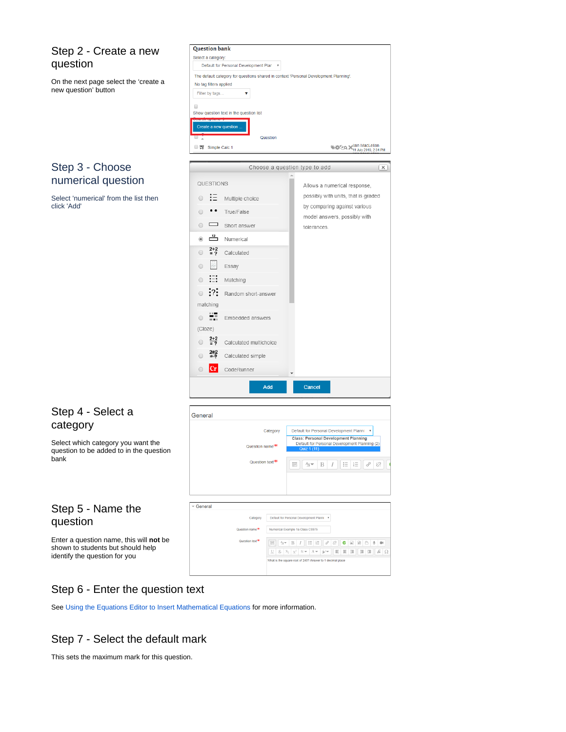## Step 2 - Create a new question

On the next page select the 'create a new question' button

## Step 3 - Choose numerical question

Select 'numerical' from the list then click 'Add'

## Step 4 - Select a category

Select which category you want the question to be added to in the question bank

## Step 5 - Name the question

Enter a question name, this will **not** be shown to students but should help identify the question for you

## Step 6 - Enter the question text

See Using the Equations Editor to Insert Mathematical Equations for more information.

## Step 7 - Select the default mark

This sets the maximum mark for this question.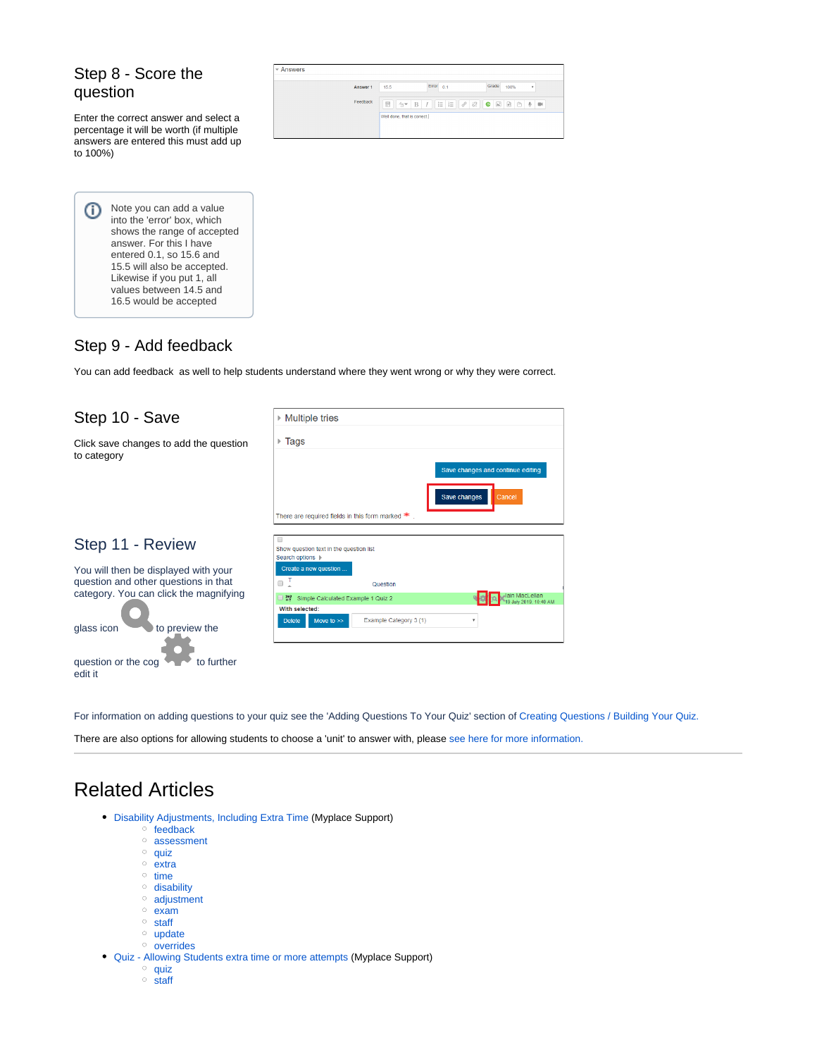## Step 8 - Score the question

Enter the correct answer and select a percentage it will be worth (if multiple answers are entered this must add up to 100%)

Note you can add a value into the 'error' box, which shows the range of accepted answer. For this I have entered 0.1, so 15.6 and 15.5 will also be accepted. Likewise if you put 1, all values between 14.5 and 16.5 would be accepted

## Step 9 - Add feedback

You can add feedback as well to help students understand where they went wrong or why they were correct.

## Step 10 - Save

Click save changes to add the question to category

## Step 11 - Review

You will then be displayed with your question and other questions in that category. You can click the magnifying glass icon to preview the question or the cog to further edit it

For information on adding questions to your quiz see the 'Adding Questions To Your Quiz' section of Creating Questions / Building Your Quiz.

There are also options for allowing students to choose a 'unit' to answer with, please see here for more information.

---

# Related Articles

- Disability Adjustments, Including Extra Time (Myplace Support)
  - feedback
  - assessment
  - quiz
  - extra
  - time
  - disability
  - adjustment
  - exam
  - staff
  - update
  - overrides
- Quiz - Allowing Students extra time or more attempts (Myplace Support)
  - quiz
  - staff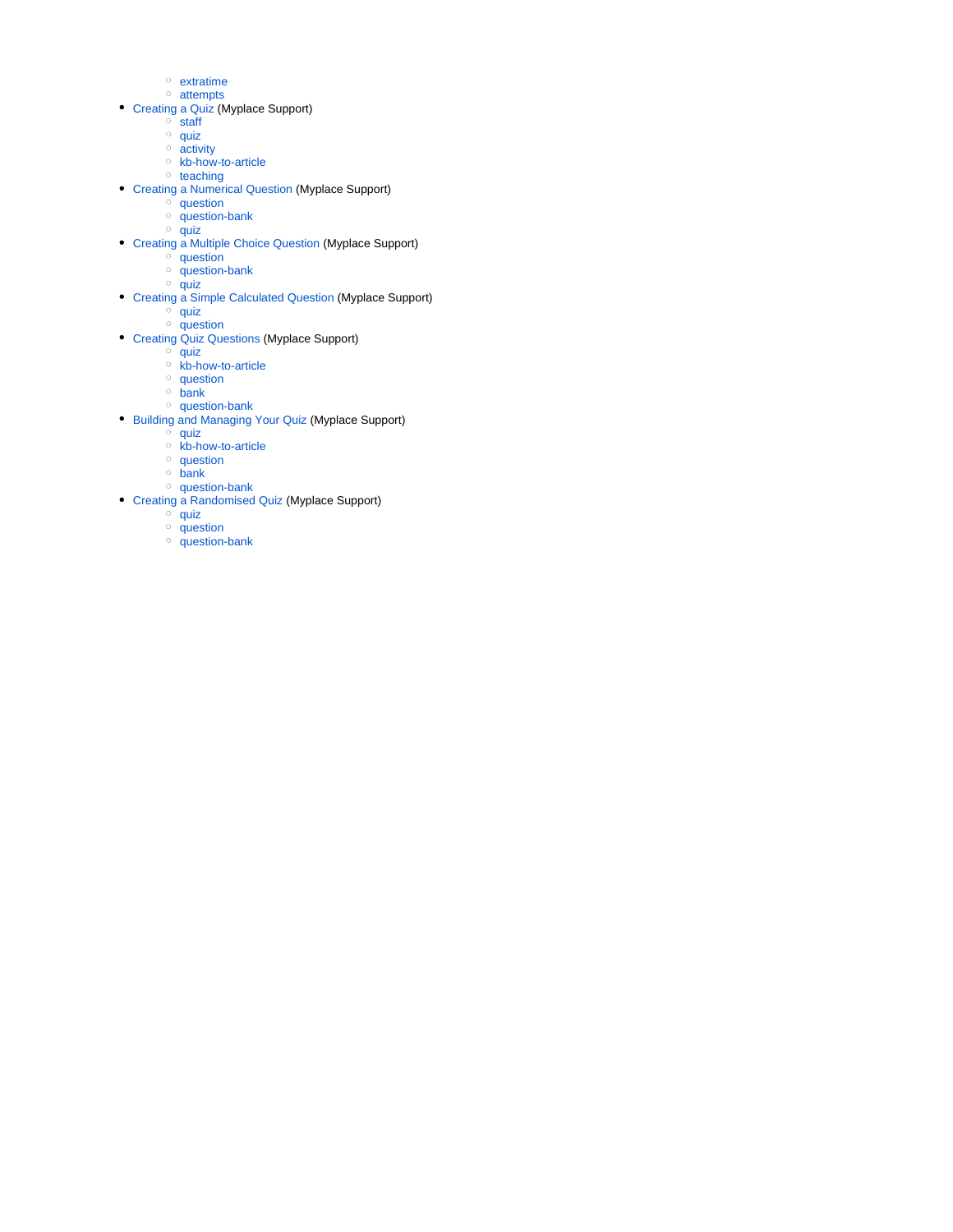- extratime
- attempts

- Creating a Quiz (Myplace Support)
  - staff
  - quiz
  - activity
  - kb-how-to-article
  - teaching
- Creating a Numerical Question (Myplace Support)
  - question
  - question-bank
  - quiz
- Creating a Multiple Choice Question (Myplace Support)
  - question
  - question-bank
  - quiz
- Creating a Simple Calculated Question (Myplace Support)
  - quiz
  - question
- Creating Quiz Questions (Myplace Support)
  - quiz
  - kb-how-to-article
  - question
  - bank
  - question-bank
- Building and Managing Your Quiz (Myplace Support)
  - quiz
  - kb-how-to-article
  - question
  - bank
  - question-bank
- Creating a Randomised Quiz (Myplace Support)
  - quiz
  - question
  - question-bank